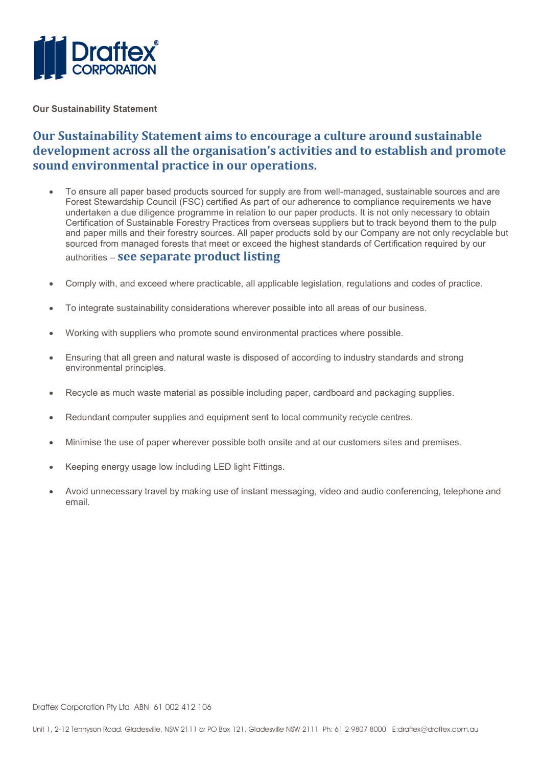Draftex® CORPORATION

**Our Sustainability Statement**

## Our Sustainability Statement aims to encourage a culture around sustainable development across all the organisation's activities and to establish and promote sound environmental practice in our operations.

- To ensure all paper based products sourced for supply are from well-managed, sustainable sources and are Forest Stewardship Council (FSC) certified As part of our adherence to compliance requirements we have undertaken a due diligence programme in relation to our paper products. It is not only necessary to obtain Certification of Sustainable Forestry Practices from overseas suppliers but to track beyond them to the pulp and paper mills and their forestry sources. All paper products sold by our Company are not only recyclable but sourced from managed forests that meet or exceed the highest standards of Certification required by our authorities – **see separate product listing**
- Comply with, and exceed where practicable, all applicable legislation, regulations and codes of practice.
- To integrate sustainability considerations wherever possible into all areas of our business.
- Working with suppliers who promote sound environmental practices where possible.
- Ensuring that all green and natural waste is disposed of according to industry standards and strong environmental principles.
- Recycle as much waste material as possible including paper, cardboard and packaging supplies.
- Redundant computer supplies and equipment sent to local community recycle centres.
- Minimise the use of paper wherever possible both onsite and at our customers sites and premises.
- Keeping energy usage low including LED light Fittings.
- Avoid unnecessary travel by making use of instant messaging, video and audio conferencing, telephone and email.

Draftex Corporation Pty Ltd ABN 61 002 412 106

Unit 1, 2-12 Tennyson Road, Gladesville, NSW 2111 or PO Box 121, Gladesville NSW 2111 Ph: 61 2 9807 8000 E:draftex@draftex.com.au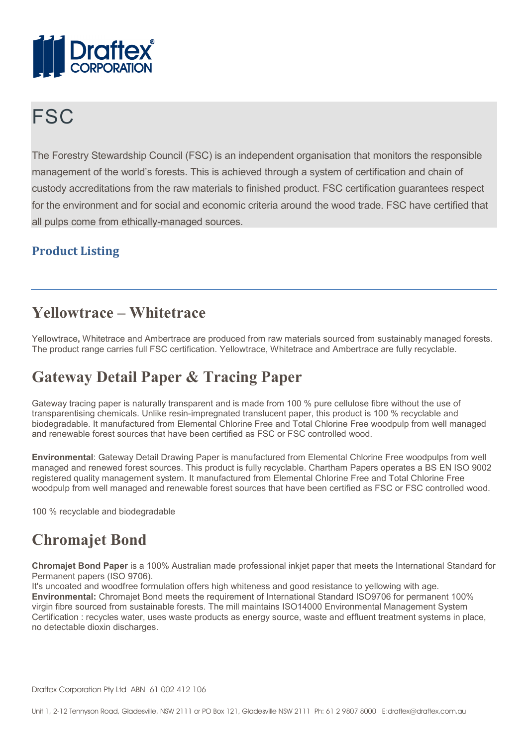Draftex CORPORATION

# FSC

The Forestry Stewardship Council (FSC) is an independent organisation that monitors the responsible management of the world's forests. This is achieved through a system of certification and chain of custody accreditations from the raw materials to finished product. FSC certification guarantees respect for the environment and for social and economic criteria around the wood trade. FSC have certified that all pulps come from ethically-managed sources.

### Product Listing

---

## Yellowtrace – Whitetrace

Yellowtrace**,** Whitetrace and Ambertrace are produced from raw materials sourced from sustainably managed forests. The product range carries full FSC certification. Yellowtrace, Whitetrace and Ambertrace are fully recyclable.

## Gateway Detail Paper & Tracing Paper

Gateway tracing paper is naturally transparent and is made from 100 % pure cellulose fibre without the use of transparentising chemicals. Unlike resin-impregnated translucent paper, this product is 100 % recyclable and biodegradable. It manufactured from Elemental Chlorine Free and Total Chlorine Free woodpulp from well managed and renewable forest sources that have been certified as FSC or FSC controlled wood.

**Environmental**: Gateway Detail Drawing Paper is manufactured from Elemental Chlorine Free woodpulps from well managed and renewed forest sources. This product is fully recyclable. Chartham Papers operates a BS EN ISO 9002 registered quality management system. It manufactured from Elemental Chlorine Free and Total Chlorine Free woodpulp from well managed and renewable forest sources that have been certified as FSC or FSC controlled wood.

100 % recyclable and biodegradable

## Chromajet Bond

**Chromajet Bond Paper** is a 100% Australian made professional inkjet paper that meets the International Standard for Permanent papers (ISO 9706).
It's uncoated and woodfree formulation offers high whiteness and good resistance to yellowing with age.
**Environmental:** Chromajet Bond meets the requirement of International Standard ISO9706 for permanent 100% virgin fibre sourced from sustainable forests. The mill maintains ISO14000 Environmental Management System Certification : recycles water, uses waste products as energy source, waste and effluent treatment systems in place, no detectable dioxin discharges.

Draftex Corporation Pty Ltd ABN 61 002 412 106

Unit 1, 2-12 Tennyson Road, Gladesville, NSW 2111 or PO Box 121, Gladesville NSW 2111 Ph: 61 2 9807 8000 E:draftex@draftex.com.au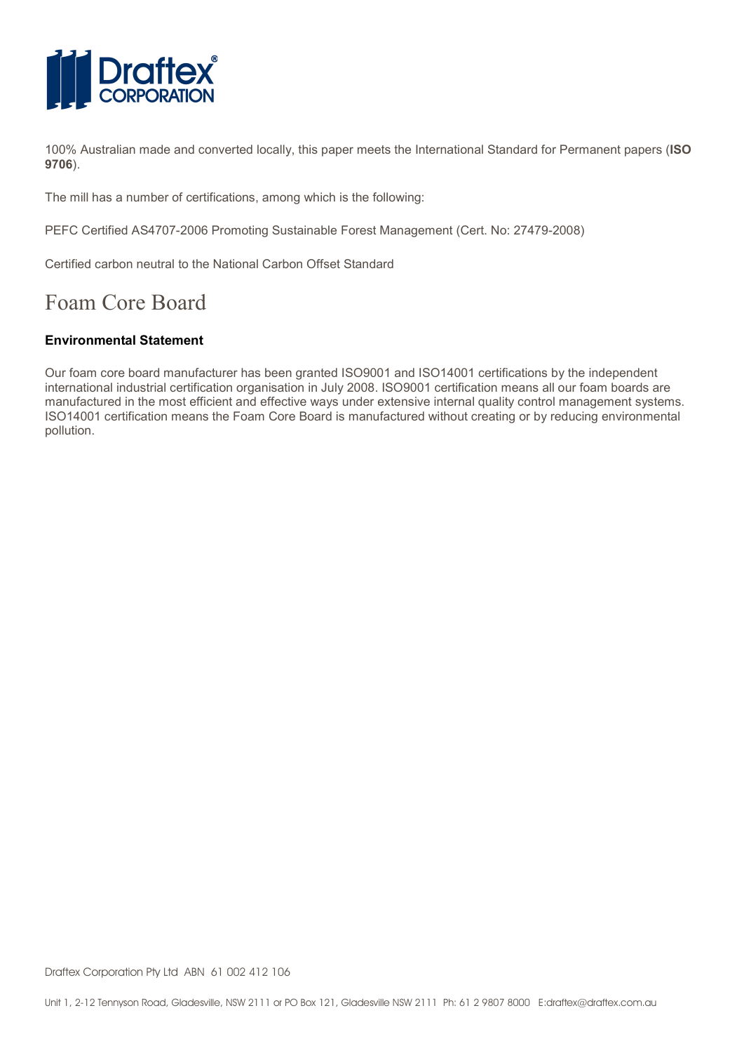100% Australian made and converted locally, this paper meets the International Standard for Permanent papers (**ISO 9706**).

The mill has a number of certifications, among which is the following:

PEFC Certified AS4707-2006 Promoting Sustainable Forest Management (Cert. No: 27479-2008)

Certified carbon neutral to the National Carbon Offset Standard

# Foam Core Board

**Environmental Statement**

Our foam core board manufacturer has been granted ISO9001 and ISO14001 certifications by the independent international industrial certification organisation in July 2008. ISO9001 certification means all our foam boards are manufactured in the most efficient and effective ways under extensive internal quality control management systems. ISO14001 certification means the Foam Core Board is manufactured without creating or by reducing environmental pollution.